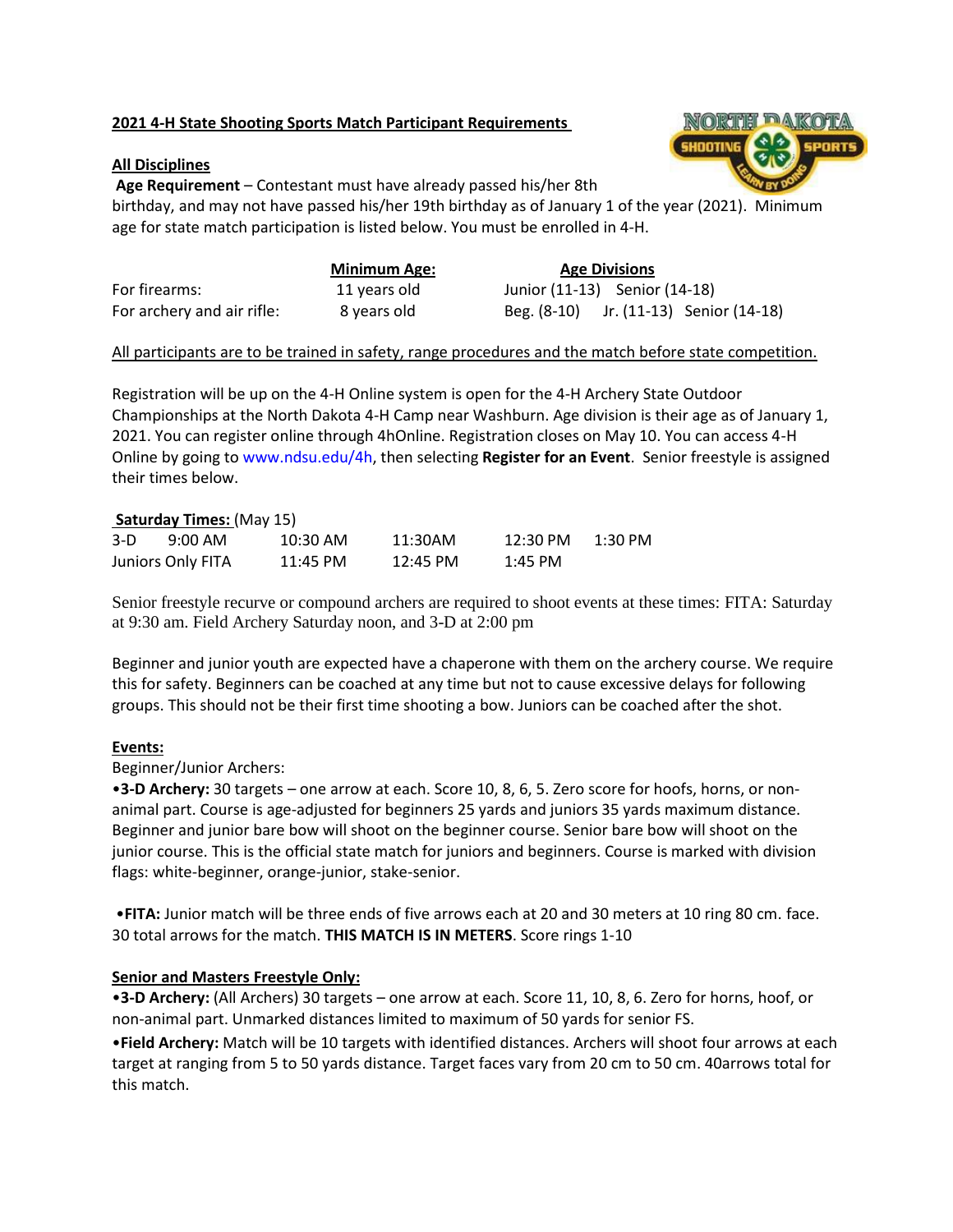**2021 4-H State Shooting Sports Match Participant Requirements**

**All Disciplines**

**Age Requirement** – Contestant must have already passed his/her 8th birthday, and may not have passed his/her 19th birthday as of January 1 of the year (2021). Minimum age for state match participation is listed below. You must be enrolled in 4-H.

| | Minimum Age: | Age Divisions |
|---|---|---|
| For firearms: | 11 years old | Junior (11-13) Senior (14-18) |
| For archery and air rifle: | 8 years old | Beg. (8-10) Jr. (11-13) Senior (14-18) |

All participants are to be trained in safety, range procedures and the match before state competition.

Registration will be up on the 4-H Online system is open for the 4-H Archery State Outdoor Championships at the North Dakota 4-H Camp near Washburn. Age division is their age as of January 1, 2021. You can register online through 4hOnline. Registration closes on May 10. You can access 4-H Online by going to www.ndsu.edu/4h, then selecting **Register for an Event**. Senior freestyle is assigned their times below.

**Saturday Times:** (May 15)

| | | | | | |
|---|---|---|---|---|---|
| 3-D | 9:00 AM | 10:30 AM | 11:30AM | 12:30 PM | 1:30 PM |
| Juniors Only FITA | | 11:45 PM | 12:45 PM | 1:45 PM | |

Senior freestyle recurve or compound archers are required to shoot events at these times: FITA: Saturday at 9:30 am. Field Archery Saturday noon, and 3-D at 2:00 pm

Beginner and junior youth are expected have a chaperone with them on the archery course. We require this for safety. Beginners can be coached at any time but not to cause excessive delays for following groups. This should not be their first time shooting a bow. Juniors can be coached after the shot.

**Events:**

Beginner/Junior Archers:

- **3-D Archery:** 30 targets – one arrow at each. Score 10, 8, 6, 5. Zero score for hoofs, horns, or non-animal part. Course is age-adjusted for beginners 25 yards and juniors 35 yards maximum distance. Beginner and junior bare bow will shoot on the beginner course. Senior bare bow will shoot on the junior course. This is the official state match for juniors and beginners. Course is marked with division flags: white-beginner, orange-junior, stake-senior.

- **FITA:** Junior match will be three ends of five arrows each at 20 and 30 meters at 10 ring 80 cm. face. 30 total arrows for the match. **THIS MATCH IS IN METERS**. Score rings 1-10

**Senior and Masters Freestyle Only:**

- **3-D Archery:** (All Archers) 30 targets – one arrow at each. Score 11, 10, 8, 6. Zero for horns, hoof, or non-animal part. Unmarked distances limited to maximum of 50 yards for senior FS.
- **Field Archery:** Match will be 10 targets with identified distances. Archers will shoot four arrows at each target at ranging from 5 to 50 yards distance. Target faces vary from 20 cm to 50 cm. 40arrows total for this match.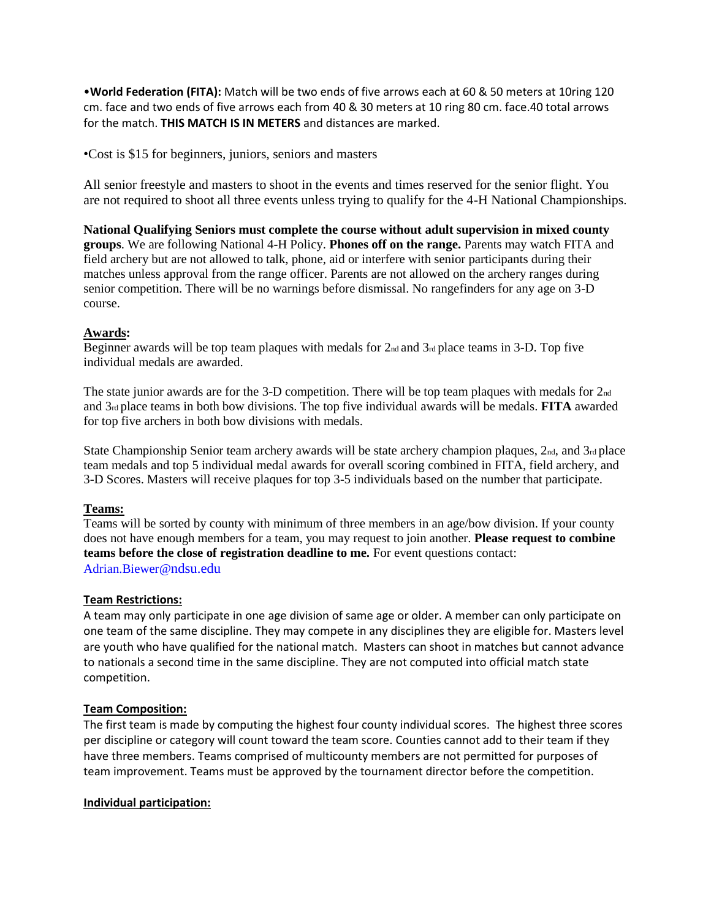•**World Federation (FITA):** Match will be two ends of five arrows each at 60 & 50 meters at 10ring 120 cm. face and two ends of five arrows each from 40 & 30 meters at 10 ring 80 cm. face.40 total arrows for the match. **THIS MATCH IS IN METERS** and distances are marked.

•Cost is $15 for beginners, juniors, seniors and masters

All senior freestyle and masters to shoot in the events and times reserved for the senior flight. You are not required to shoot all three events unless trying to qualify for the 4-H National Championships.

**National Qualifying Seniors must complete the course without adult supervision in mixed county groups**. We are following National 4-H Policy. **Phones off on the range.** Parents may watch FITA and field archery but are not allowed to talk, phone, aid or interfere with senior participants during their matches unless approval from the range officer. Parents are not allowed on the archery ranges during senior competition. There will be no warnings before dismissal. No rangefinders for any age on 3-D course.

**Awards:**

Beginner awards will be top team plaques with medals for 2nd and 3rd place teams in 3-D. Top five individual medals are awarded.

The state junior awards are for the 3-D competition. There will be top team plaques with medals for 2nd and 3rd place teams in both bow divisions. The top five individual awards will be medals. **FITA** awarded for top five archers in both bow divisions with medals.

State Championship Senior team archery awards will be state archery champion plaques, 2nd, and 3rd place team medals and top 5 individual medal awards for overall scoring combined in FITA, field archery, and 3-D Scores. Masters will receive plaques for top 3-5 individuals based on the number that participate.

**Teams:**

Teams will be sorted by county with minimum of three members in an age/bow division. If your county does not have enough members for a team, you may request to join another. **Please request to combine teams before the close of registration deadline to me.** For event questions contact: Adrian.Biewer@ndsu.edu

**Team Restrictions:**

A team may only participate in one age division of same age or older. A member can only participate on one team of the same discipline. They may compete in any disciplines they are eligible for. Masters level are youth who have qualified for the national match. Masters can shoot in matches but cannot advance to nationals a second time in the same discipline. They are not computed into official match state competition.

**Team Composition:**

The first team is made by computing the highest four county individual scores. The highest three scores per discipline or category will count toward the team score. Counties cannot add to their team if they have three members. Teams comprised of multicounty members are not permitted for purposes of team improvement. Teams must be approved by the tournament director before the competition.

**Individual participation:**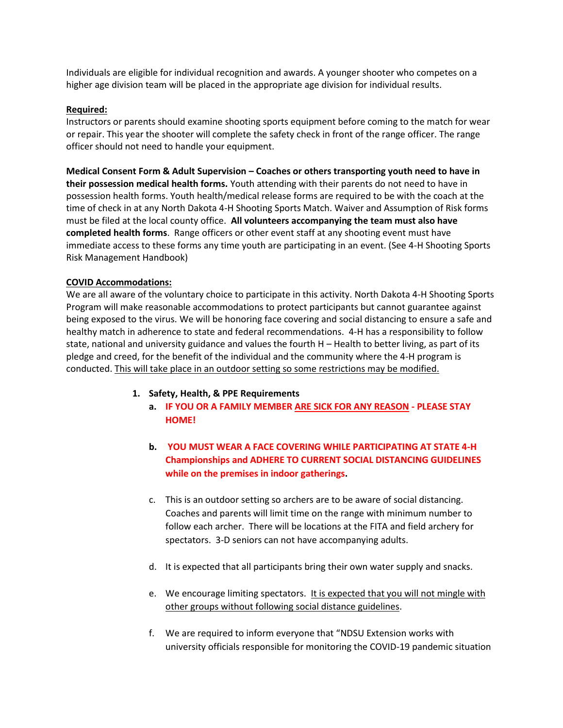Individuals are eligible for individual recognition and awards. A younger shooter who competes on a higher age division team will be placed in the appropriate age division for individual results.

**Required:**

Instructors or parents should examine shooting sports equipment before coming to the match for wear or repair. This year the shooter will complete the safety check in front of the range officer. The range officer should not need to handle your equipment.

**Medical Consent Form & Adult Supervision – Coaches or others transporting youth need to have in their possession medical health forms.** Youth attending with their parents do not need to have in possession health forms. Youth health/medical release forms are required to be with the coach at the time of check in at any North Dakota 4-H Shooting Sports Match. Waiver and Assumption of Risk forms must be filed at the local county office. **All volunteers accompanying the team must also have completed health forms**. Range officers or other event staff at any shooting event must have immediate access to these forms any time youth are participating in an event. (See 4-H Shooting Sports Risk Management Handbook)

**COVID Accommodations:**

We are all aware of the voluntary choice to participate in this activity. North Dakota 4-H Shooting Sports Program will make reasonable accommodations to protect participants but cannot guarantee against being exposed to the virus. We will be honoring face covering and social distancing to ensure a safe and healthy match in adherence to state and federal recommendations. 4-H has a responsibility to follow state, national and university guidance and values the fourth H – Health to better living, as part of its pledge and creed, for the benefit of the individual and the community where the 4-H program is conducted. This will take place in an outdoor setting so some restrictions may be modified.

1. **Safety, Health, & PPE Requirements**
   a. **IF YOU OR A FAMILY MEMBER ARE SICK FOR ANY REASON - PLEASE STAY HOME!**

   b. **YOU MUST WEAR A FACE COVERING WHILE PARTICIPATING AT STATE 4-H Championships and ADHERE TO CURRENT SOCIAL DISTANCING GUIDELINES while on the premises in indoor gatherings.**

   c. This is an outdoor setting so archers are to be aware of social distancing. Coaches and parents will limit time on the range with minimum number to follow each archer. There will be locations at the FITA and field archery for spectators. 3-D seniors can not have accompanying adults.

   d. It is expected that all participants bring their own water supply and snacks.

   e. We encourage limiting spectators. It is expected that you will not mingle with other groups without following social distance guidelines.

   f. We are required to inform everyone that "NDSU Extension works with university officials responsible for monitoring the COVID-19 pandemic situation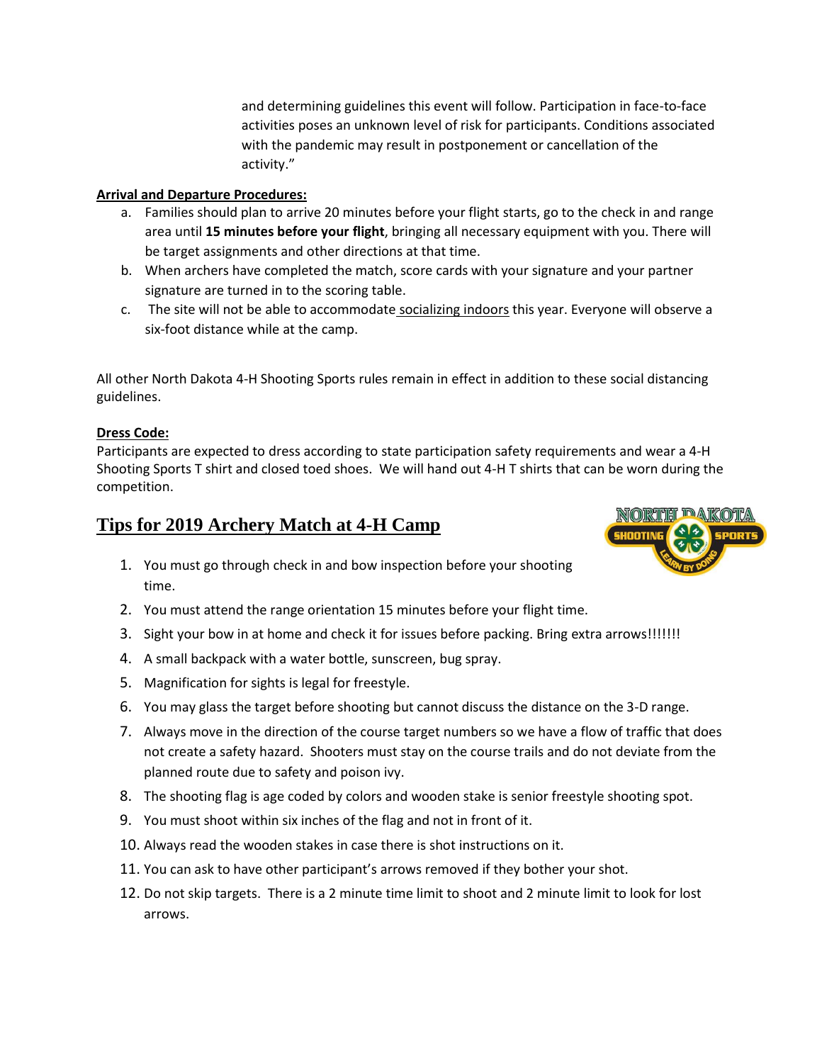and determining guidelines this event will follow. Participation in face-to-face activities poses an unknown level of risk for participants. Conditions associated with the pandemic may result in postponement or cancellation of the activity."

**Arrival and Departure Procedures:**

a. Families should plan to arrive 20 minutes before your flight starts, go to the check in and range area until **15 minutes before your flight**, bringing all necessary equipment with you. There will be target assignments and other directions at that time.
b. When archers have completed the match, score cards with your signature and your partner signature are turned in to the scoring table.
c. The site will not be able to accommodate socializing indoors this year. Everyone will observe a six-foot distance while at the camp.

All other North Dakota 4-H Shooting Sports rules remain in effect in addition to these social distancing guidelines.

**Dress Code:**

Participants are expected to dress according to state participation safety requirements and wear a 4-H Shooting Sports T shirt and closed toed shoes. We will hand out 4-H T shirts that can be worn during the competition.

## Tips for 2019 Archery Match at 4-H Camp

1. You must go through check in and bow inspection before your shooting time.
2. You must attend the range orientation 15 minutes before your flight time.
3. Sight your bow in at home and check it for issues before packing. Bring extra arrows!!!!!!!
4. A small backpack with a water bottle, sunscreen, bug spray.
5. Magnification for sights is legal for freestyle.
6. You may glass the target before shooting but cannot discuss the distance on the 3-D range.
7. Always move in the direction of the course target numbers so we have a flow of traffic that does not create a safety hazard. Shooters must stay on the course trails and do not deviate from the planned route due to safety and poison ivy.
8. The shooting flag is age coded by colors and wooden stake is senior freestyle shooting spot.
9. You must shoot within six inches of the flag and not in front of it.
10. Always read the wooden stakes in case there is shot instructions on it.
11. You can ask to have other participant's arrows removed if they bother your shot.
12. Do not skip targets. There is a 2 minute time limit to shoot and 2 minute limit to look for lost arrows.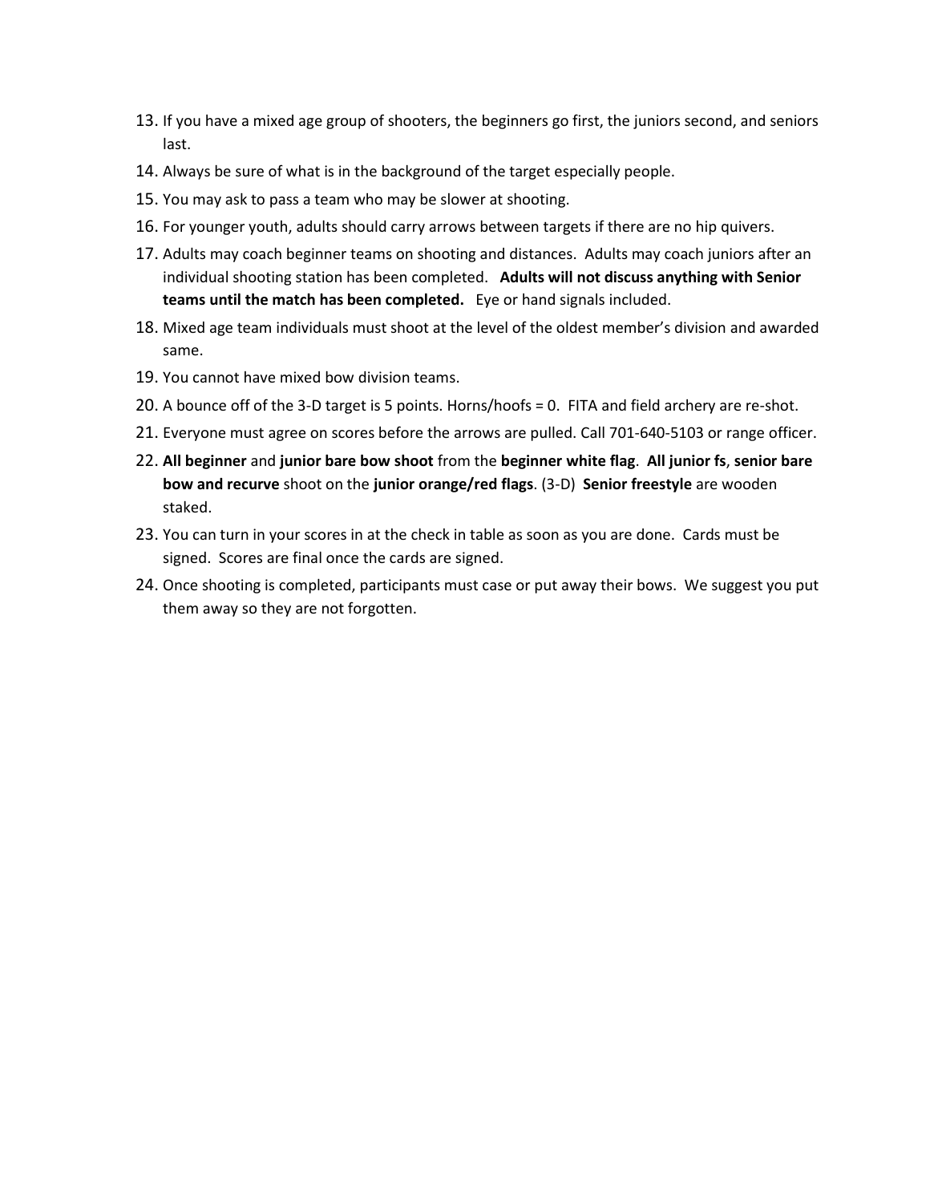13. If you have a mixed age group of shooters, the beginners go first, the juniors second, and seniors last.
14. Always be sure of what is in the background of the target especially people.
15. You may ask to pass a team who may be slower at shooting.
16. For younger youth, adults should carry arrows between targets if there are no hip quivers.
17. Adults may coach beginner teams on shooting and distances. Adults may coach juniors after an individual shooting station has been completed. **Adults will not discuss anything with Senior teams until the match has been completed.** Eye or hand signals included.
18. Mixed age team individuals must shoot at the level of the oldest member's division and awarded same.
19. You cannot have mixed bow division teams.
20. A bounce off of the 3-D target is 5 points. Horns/hoofs = 0. FITA and field archery are re-shot.
21. Everyone must agree on scores before the arrows are pulled. Call 701-640-5103 or range officer.
22. **All beginner** and **junior bare bow shoot** from the **beginner white flag**. **All junior fs**, **senior bare bow and recurve** shoot on the **junior orange/red flags**. (3-D) **Senior freestyle** are wooden staked.
23. You can turn in your scores in at the check in table as soon as you are done. Cards must be signed. Scores are final once the cards are signed.
24. Once shooting is completed, participants must case or put away their bows. We suggest you put them away so they are not forgotten.